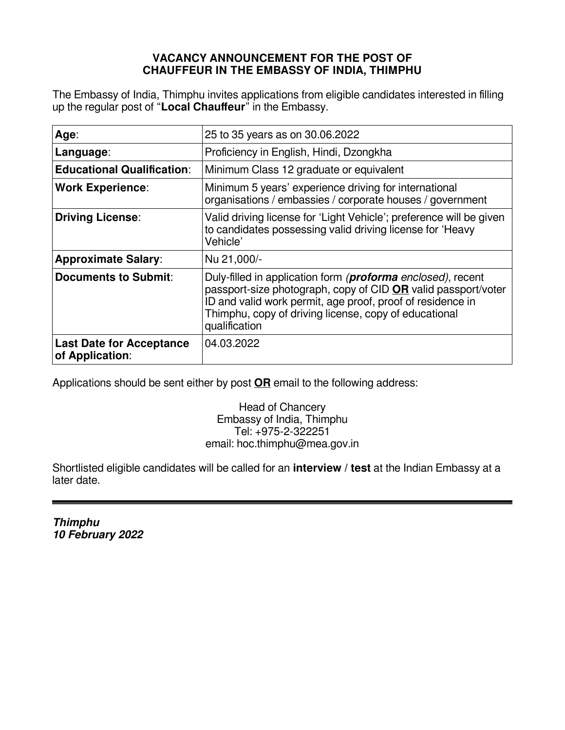# VACANCY ANNOUNCEMENT FOR THE POST OF CHAUFFEUR IN THE EMBASSY OF INDIA, THIMPHU

The Embassy of India, Thimphu invites applications from eligible candidates interested in filling up the regular post of "**Local Chauffeur**" in the Embassy.

| | |
|---|---|
| **Age**: | 25 to 35 years as on 30.06.2022 |
| **Language**: | Proficiency in English, Hindi, Dzongkha |
| **Educational Qualification**: | Minimum Class 12 graduate or equivalent |
| **Work Experience**: | Minimum 5 years' experience driving for international organisations / embassies / corporate houses / government |
| **Driving License**: | Valid driving license for 'Light Vehicle'; preference will be given to candidates possessing valid driving license for 'Heavy Vehicle' |
| **Approximate Salary**: | Nu 21,000/- |
| **Documents to Submit**: | Duly-filled in application form *(**proforma** enclosed)*, recent passport-size photograph, copy of CID **<u>OR</u>** valid passport/voter ID and valid work permit, age proof, proof of residence in Thimphu, copy of driving license, copy of educational qualification |
| **Last Date for Acceptance of Application**: | 04.03.2022 |

Applications should be sent either by post **<u>OR</u>** email to the following address:

Head of Chancery
Embassy of India, Thimphu
Tel: +975-2-322251
email: hoc.thimphu@mea.gov.in

Shortlisted eligible candidates will be called for an **interview** / **test** at the Indian Embassy at a later date.

---

***Thimphu***
***10 February 2022***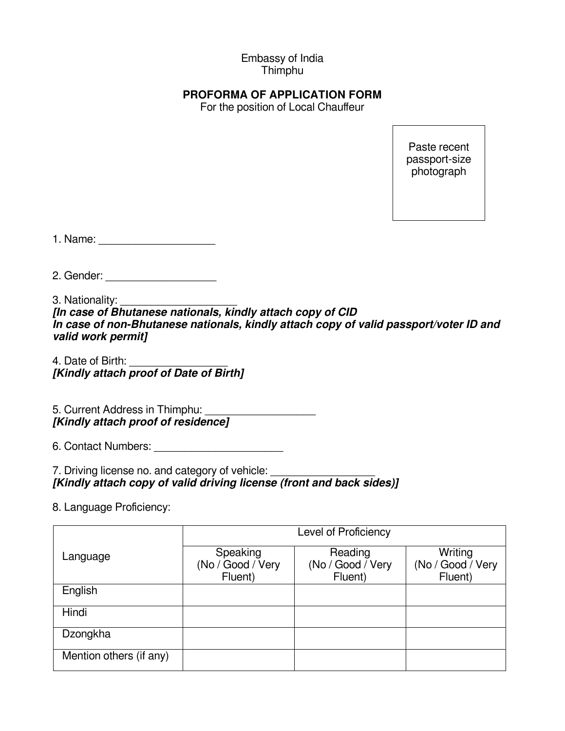Embassy of India
Thimphu

**PROFORMA OF APPLICATION FORM**
For the position of Local Chauffeur

Paste recent passport-size photograph

1. Name: ____________________

2. Gender: ___________________

3. Nationality: ____________________
***[In case of Bhutanese nationals, kindly attach copy of CID In case of non-Bhutanese nationals, kindly attach copy of valid passport/voter ID and valid work permit]***

4. Date of Birth: ________________
***[Kindly attach proof of Date of Birth]***

5. Current Address in Thimphu: __________________
***[Kindly attach proof of residence]***

6. Contact Numbers: ______________________

7. Driving license no. and category of vehicle: _________________
***[Kindly attach copy of valid driving license (front and back sides)]***

8. Language Proficiency:

| Language | Level of Proficiency | | |
|---|---|---|---|
| | Speaking (No / Good / Very Fluent) | Reading (No / Good / Very Fluent) | Writing (No / Good / Very Fluent) |
| English | | | |
| Hindi | | | |
| Dzongkha | | | |
| Mention others (if any) | | | |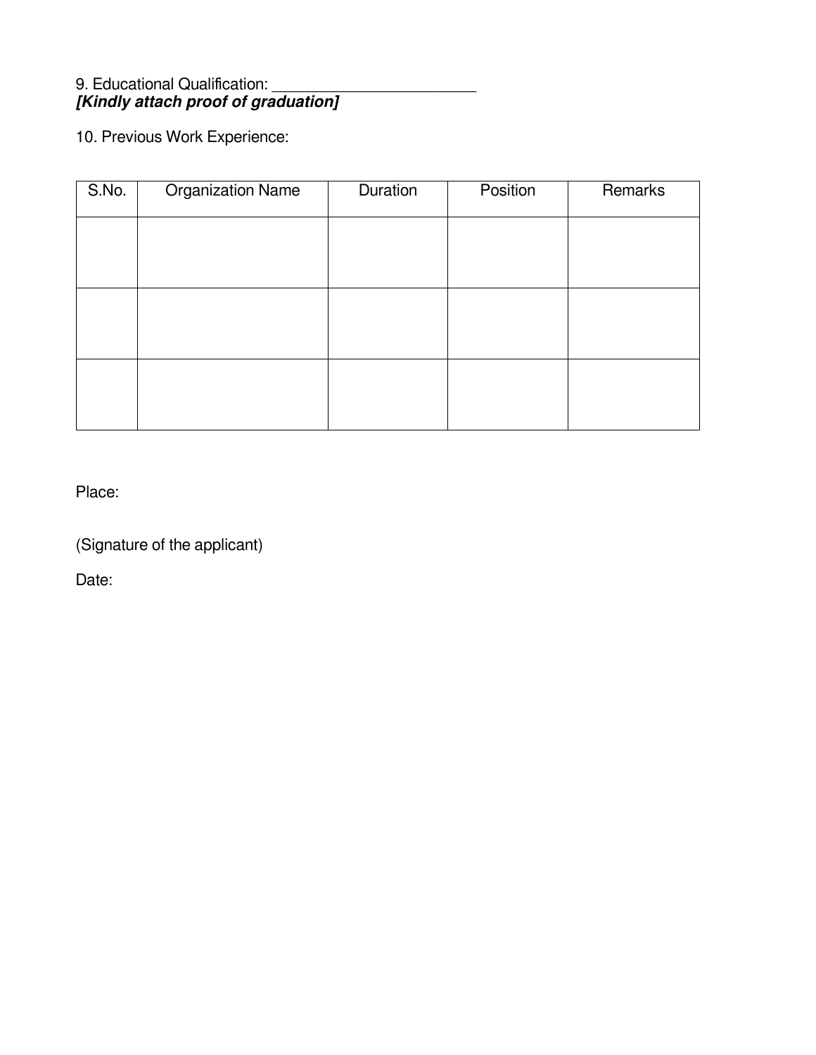9. Educational Qualification: ________________________
***[Kindly attach proof of graduation]***

10. Previous Work Experience:

| S.No. | Organization Name | Duration | Position | Remarks |
|---|---|---|---|---|
| | | | | |
| | | | | |
| | | | | |

Place:

(Signature of the applicant)

Date: